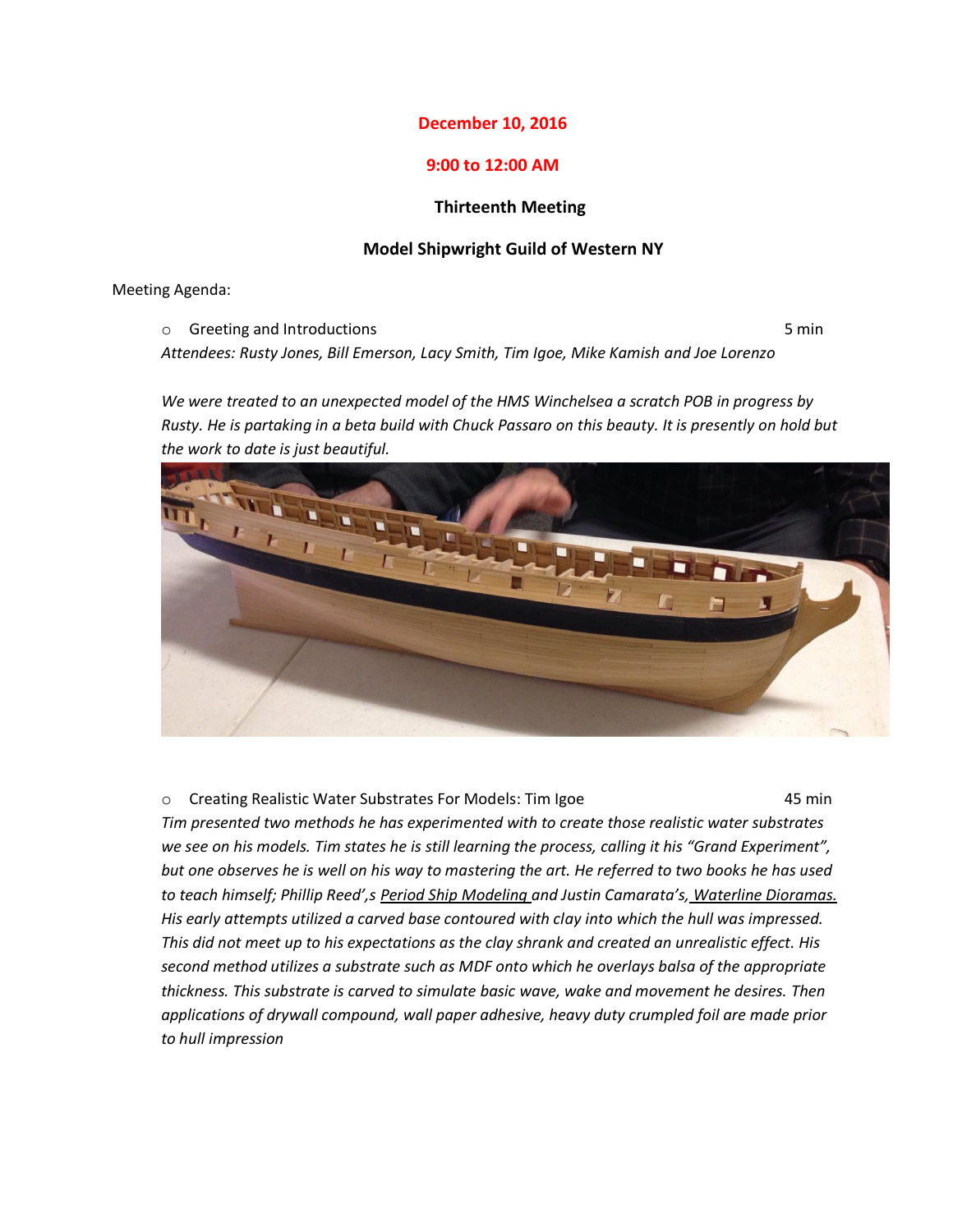**December 10, 2016**

**9:00 to 12:00 AM**

**Thirteenth Meeting**

**Model Shipwright Guild of Western NY**

Meeting Agenda:

- Greeting and Introductions — 5 min

*Attendees: Rusty Jones, Bill Emerson, Lacy Smith, Tim Igoe, Mike Kamish and Joe Lorenzo*

*We were treated to an unexpected model of the HMS Winchelsea a scratch POB in progress by Rusty. He is partaking in a beta build with Chuck Passaro on this beauty. It is presently on hold but the work to date is just beautiful.*

- Creating Realistic Water Substrates For Models: Tim Igoe — 45 min

*Tim presented two methods he has experimented with to create those realistic water substrates we see on his models. Tim states he is still learning the process, calling it his "Grand Experiment", but one observes he is well on his way to mastering the art. He referred to two books he has used to teach himself; Phillip Reed',s Period Ship Modeling and Justin Camarata's, Waterline Dioramas. His early attempts utilized a carved base contoured with clay into which the hull was impressed. This did not meet up to his expectations as the clay shrank and created an unrealistic effect. His second method utilizes a substrate such as MDF onto which he overlays balsa of the appropriate thickness. This substrate is carved to simulate basic wave, wake and movement he desires. Then applications of drywall compound, wall paper adhesive, heavy duty crumpled foil are made prior to hull impression*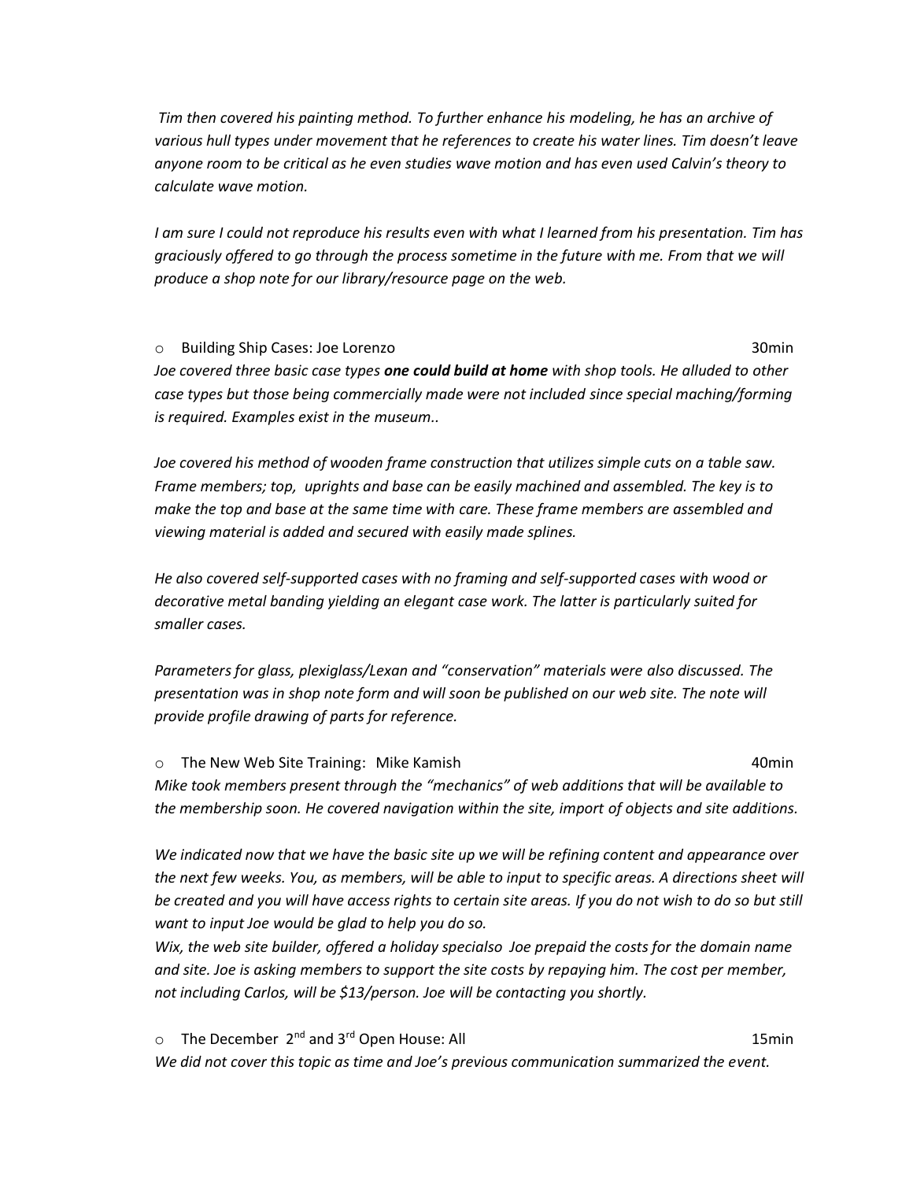*Tim then covered his painting method. To further enhance his modeling, he has an archive of various hull types under movement that he references to create his water lines. Tim doesn't leave anyone room to be critical as he even studies wave motion and has even used Calvin's theory to calculate wave motion.*

*I am sure I could not reproduce his results even with what I learned from his presentation. Tim has graciously offered to go through the process sometime in the future with me. From that we will produce a shop note for our library/resource page on the web.*

- Building Ship Cases: Joe Lorenzo — 30min

*Joe covered three basic case types **one could build at home** with shop tools. He alluded to other case types but those being commercially made were not included since special maching/forming is required. Examples exist in the museum..*

*Joe covered his method of wooden frame construction that utilizes simple cuts on a table saw. Frame members; top, uprights and base can be easily machined and assembled. The key is to make the top and base at the same time with care. These frame members are assembled and viewing material is added and secured with easily made splines.*

*He also covered self-supported cases with no framing and self-supported cases with wood or decorative metal banding yielding an elegant case work. The latter is particularly suited for smaller cases.*

*Parameters for glass, plexiglass/Lexan and "conservation" materials were also discussed. The presentation was in shop note form and will soon be published on our web site. The note will provide profile drawing of parts for reference.*

- The New Web Site Training: Mike Kamish — 40min

*Mike took members present through the "mechanics" of web additions that will be available to the membership soon. He covered navigation within the site, import of objects and site additions.*

*We indicated now that we have the basic site up we will be refining content and appearance over the next few weeks. You, as members, will be able to input to specific areas. A directions sheet will be created and you will have access rights to certain site areas. If you do not wish to do so but still want to input Joe would be glad to help you do so.*
*Wix, the web site builder, offered a holiday specialso Joe prepaid the costs for the domain name and site. Joe is asking members to support the site costs by repaying him. The cost per member, not including Carlos, will be $13/person. Joe will be contacting you shortly.*

- The December 2nd and 3rd Open House: All — 15min

*We did not cover this topic as time and Joe's previous communication summarized the event.*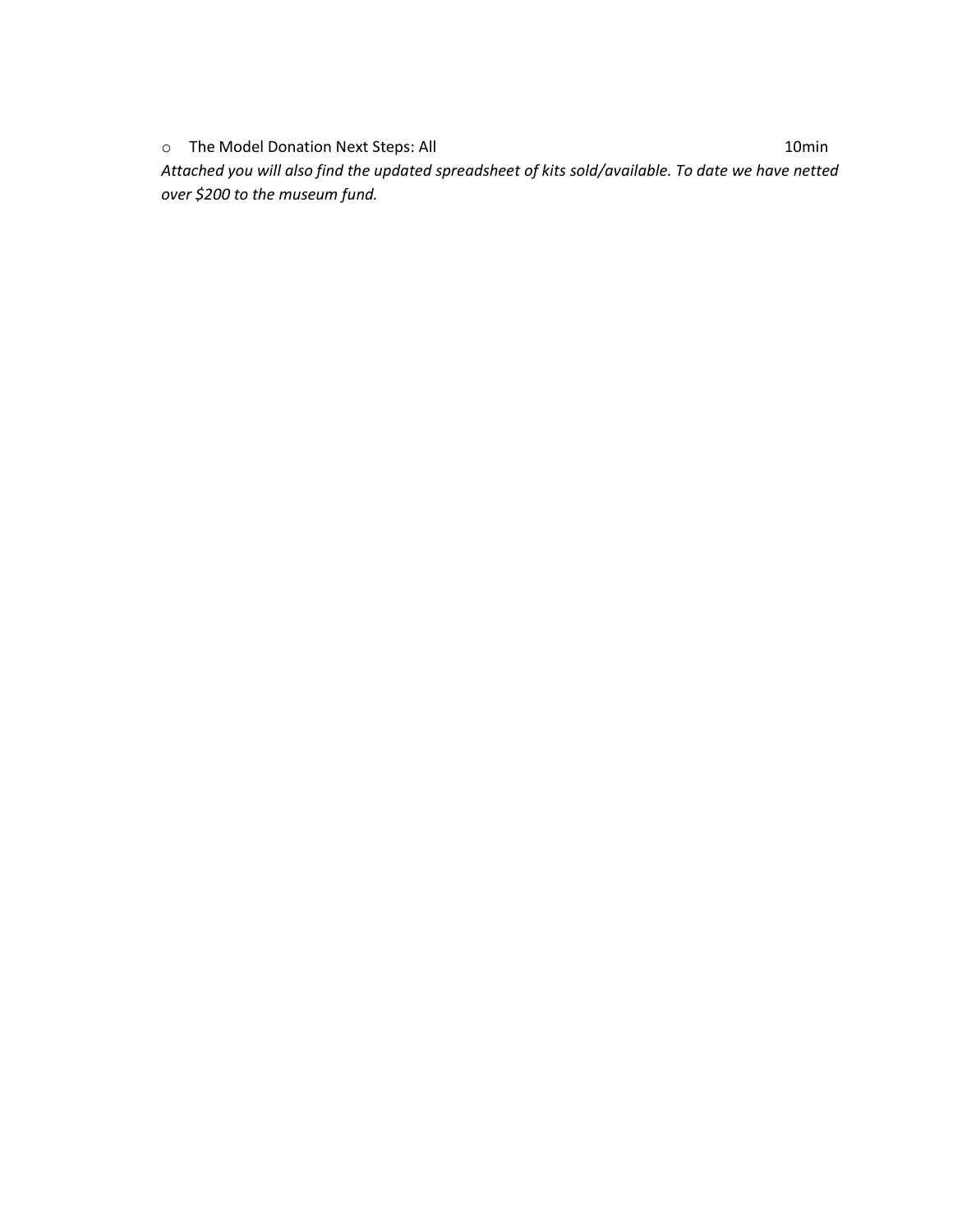- The Model Donation Next Steps: All 10min

*Attached you will also find the updated spreadsheet of kits sold/available. To date we have netted over $200 to the museum fund.*